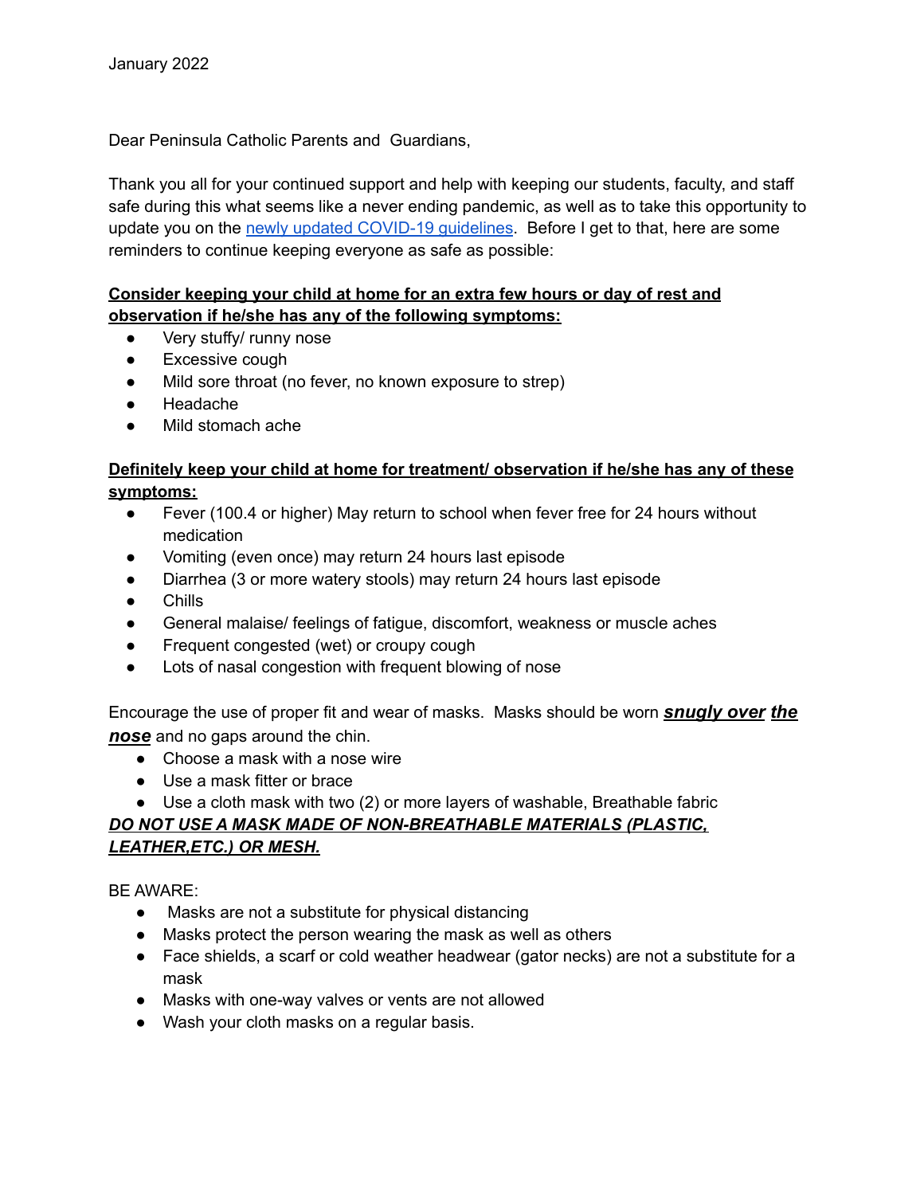January 2022

Dear Peninsula Catholic Parents and Guardians,

Thank you all for your continued support and help with keeping our students, faculty, and staff safe during this what seems like a never ending pandemic, as well as to take this opportunity to update you on the newly updated COVID-19 guidelines. Before I get to that, here are some reminders to continue keeping everyone as safe as possible:

**Consider keeping your child at home for an extra few hours or day of rest and observation if he/she has any of the following symptoms:**

- Very stuffy/ runny nose
- Excessive cough
- Mild sore throat (no fever, no known exposure to strep)
- Headache
- Mild stomach ache

**Definitely keep your child at home for treatment/ observation if he/she has any of these symptoms:**

- Fever (100.4 or higher) May return to school when fever free for 24 hours without medication
- Vomiting (even once) may return 24 hours last episode
- Diarrhea (3 or more watery stools) may return 24 hours last episode
- Chills
- General malaise/ feelings of fatigue, discomfort, weakness or muscle aches
- Frequent congested (wet) or croupy cough
- Lots of nasal congestion with frequent blowing of nose

Encourage the use of proper fit and wear of masks. Masks should be worn ***snugly over the nose*** and no gaps around the chin.

- Choose a mask with a nose wire
- Use a mask fitter or brace
- Use a cloth mask with two (2) or more layers of washable, Breathable fabric

***DO NOT USE A MASK MADE OF NON-BREATHABLE MATERIALS (PLASTIC, LEATHER,ETC.) OR MESH.***

BE AWARE:

- Masks are not a substitute for physical distancing
- Masks protect the person wearing the mask as well as others
- Face shields, a scarf or cold weather headwear (gator necks) are not a substitute for a mask
- Masks with one-way valves or vents are not allowed
- Wash your cloth masks on a regular basis.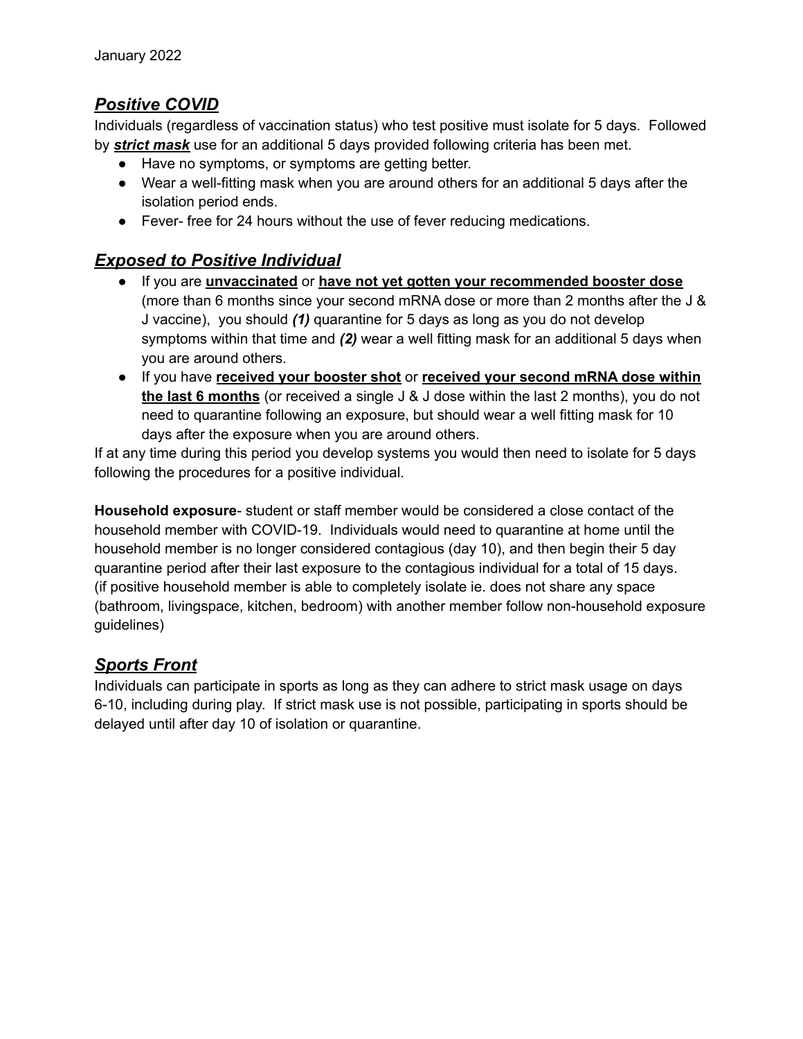January 2022

## ***Positive COVID***

Individuals (regardless of vaccination status) who test positive must isolate for 5 days. Followed by ***strict mask*** use for an additional 5 days provided following criteria has been met.

- Have no symptoms, or symptoms are getting better.
- Wear a well-fitting mask when you are around others for an additional 5 days after the isolation period ends.
- Fever- free for 24 hours without the use of fever reducing medications.

## ***Exposed to Positive Individual***

- If you are **unvaccinated** or **have not yet gotten your recommended booster dose** (more than 6 months since your second mRNA dose or more than 2 months after the J & J vaccine), you should ***(1)*** quarantine for 5 days as long as you do not develop symptoms within that time and ***(2)*** wear a well fitting mask for an additional 5 days when you are around others.
- If you have **received your booster shot** or **received your second mRNA dose within the last 6 months** (or received a single J & J dose within the last 2 months), you do not need to quarantine following an exposure, but should wear a well fitting mask for 10 days after the exposure when you are around others.

If at any time during this period you develop systems you would then need to isolate for 5 days following the procedures for a positive individual.

**Household exposure**- student or staff member would be considered a close contact of the household member with COVID-19. Individuals would need to quarantine at home until the household member is no longer considered contagious (day 10), and then begin their 5 day quarantine period after their last exposure to the contagious individual for a total of 15 days. (if positive household member is able to completely isolate ie. does not share any space (bathroom, livingspace, kitchen, bedroom) with another member follow non-household exposure guidelines)

## ***Sports Front***

Individuals can participate in sports as long as they can adhere to strict mask usage on days 6-10, including during play. If strict mask use is not possible, participating in sports should be delayed until after day 10 of isolation or quarantine.